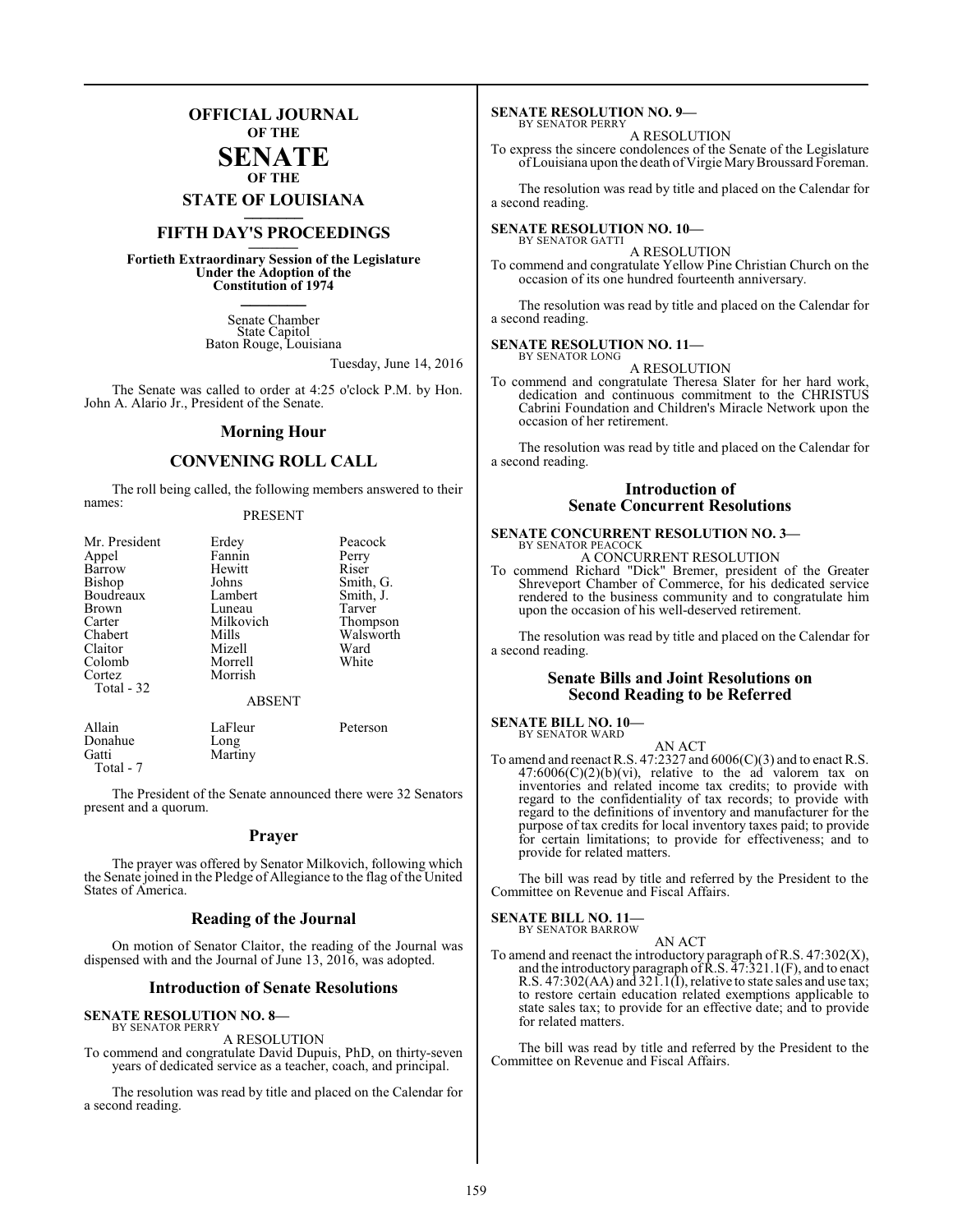# OFFICIAL JOURNAL
**OF THE**
# SENATE
**OF THE**
## STATE OF LOUISIANA

## FIFTH DAY'S PROCEEDINGS

**Fortieth Extraordinary Session of the Legislature Under the Adoption of the Constitution of 1974**

Senate Chamber
State Capitol
Baton Rouge, Louisiana

Tuesday, June 14, 2016

The Senate was called to order at 4:25 o'clock P.M. by Hon. John A. Alario Jr., President of the Senate.

### Morning Hour

### CONVENING ROLL CALL

The roll being called, the following members answered to their names:

PRESENT

| | | |
|---|---|---|
| Mr. President | Erdey | Peacock |
| Appel | Fannin | Perry |
| Barrow | Hewitt | Riser |
| Bishop | Johns | Smith, G. |
| Boudreaux | Lambert | Smith, J. |
| Brown | Luneau | Tarver |
| Carter | Milkovich | Thompson |
| Chabert | Mills | Walsworth |
| Claitor | Mizell | Ward |
| Colomb | Morrell | White |
| Cortez | Morrish | |
| Total - 32 | | |

ABSENT

| | | |
|---|---|---|
| Allain | LaFleur | Peterson |
| Donahue | Long | |
| Gatti | Martiny | |
| Total - 7 | | |

The President of the Senate announced there were 32 Senators present and a quorum.

### Prayer

The prayer was offered by Senator Milkovich, following which the Senate joined in the Pledge of Allegiance to the flag of the United States of America.

### Reading of the Journal

On motion of Senator Claitor, the reading of the Journal was dispensed with and the Journal of June 13, 2016, was adopted.

### Introduction of Senate Resolutions

**SENATE RESOLUTION NO. 8—**
BY SENATOR PERRY

A RESOLUTION

To commend and congratulate David Dupuis, PhD, on thirty-seven years of dedicated service as a teacher, coach, and principal.

The resolution was read by title and placed on the Calendar for a second reading.

**SENATE RESOLUTION NO. 9—**
BY SENATOR PERRY

A RESOLUTION

To express the sincere condolences of the Senate of the Legislature of Louisiana upon the death of Virgie Mary Broussard Foreman.

The resolution was read by title and placed on the Calendar for a second reading.

**SENATE RESOLUTION NO. 10—**
BY SENATOR GATTI

A RESOLUTION

To commend and congratulate Yellow Pine Christian Church on the occasion of its one hundred fourteenth anniversary.

The resolution was read by title and placed on the Calendar for a second reading.

**SENATE RESOLUTION NO. 11—**
BY SENATOR LONG

A RESOLUTION

To commend and congratulate Theresa Slater for her hard work, dedication and continuous commitment to the CHRISTUS Cabrini Foundation and Children's Miracle Network upon the occasion of her retirement.

The resolution was read by title and placed on the Calendar for a second reading.

### Introduction of Senate Concurrent Resolutions

**SENATE CONCURRENT RESOLUTION NO. 3—**
BY SENATOR PEACOCK

A CONCURRENT RESOLUTION

To commend Richard "Dick" Bremer, president of the Greater Shreveport Chamber of Commerce, for his dedicated service rendered to the business community and to congratulate him upon the occasion of his well-deserved retirement.

The resolution was read by title and placed on the Calendar for a second reading.

### Senate Bills and Joint Resolutions on Second Reading to be Referred

**SENATE BILL NO. 10—**
BY SENATOR WARD

AN ACT

To amend and reenact R.S. 47:2327 and 6006(C)(3) and to enact R.S. 47:6006(C)(2)(b)(vi), relative to the ad valorem tax on inventories and related income tax credits; to provide with regard to the confidentiality of tax records; to provide with regard to the definitions of inventory and manufacturer for the purpose of tax credits for local inventory taxes paid; to provide for certain limitations; to provide for effectiveness; and to provide for related matters.

The bill was read by title and referred by the President to the Committee on Revenue and Fiscal Affairs.

**SENATE BILL NO. 11—**
BY SENATOR BARROW

AN ACT

To amend and reenact the introductory paragraph of R.S. 47:302(X), and the introductory paragraph of R.S. 47:321.1(F), and to enact R.S. 47:302(AA) and 321.1(I), relative to state sales and use tax; to restore certain education related exemptions applicable to state sales tax; to provide for an effective date; and to provide for related matters.

The bill was read by title and referred by the President to the Committee on Revenue and Fiscal Affairs.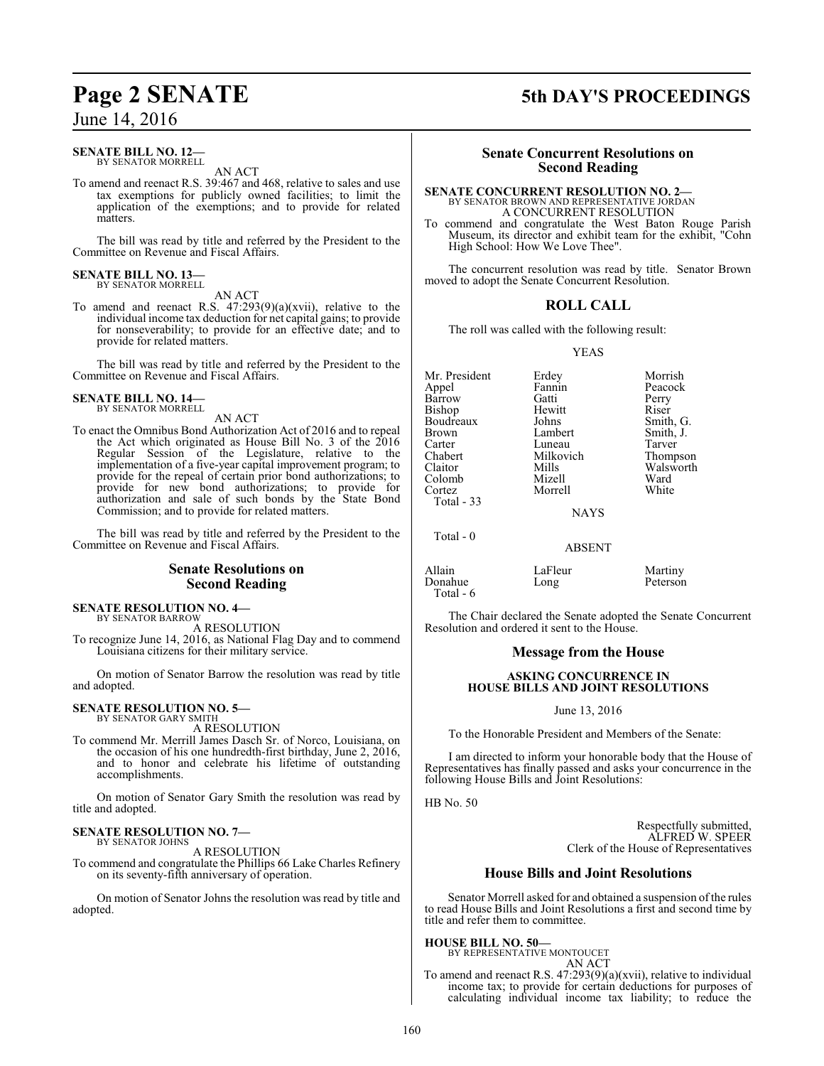**SENATE BILL NO. 12—**
BY SENATOR MORRELL

AN ACT

To amend and reenact R.S. 39:467 and 468, relative to sales and use tax exemptions for publicly owned facilities; to limit the application of the exemptions; and to provide for related matters.

The bill was read by title and referred by the President to the Committee on Revenue and Fiscal Affairs.

**SENATE BILL NO. 13—**
BY SENATOR MORRELL

AN ACT

To amend and reenact R.S. 47:293(9)(a)(xvii), relative to the individual income tax deduction for net capital gains; to provide for nonseverability; to provide for an effective date; and to provide for related matters.

The bill was read by title and referred by the President to the Committee on Revenue and Fiscal Affairs.

**SENATE BILL NO. 14—**
BY SENATOR MORRELL

AN ACT

To enact the Omnibus Bond Authorization Act of 2016 and to repeal the Act which originated as House Bill No. 3 of the 2016 Regular Session of the Legislature, relative to the implementation of a five-year capital improvement program; to provide for the repeal of certain prior bond authorizations; to provide for new bond authorizations; to provide for authorization and sale of such bonds by the State Bond Commission; and to provide for related matters.

The bill was read by title and referred by the President to the Committee on Revenue and Fiscal Affairs.

## Senate Resolutions on Second Reading

**SENATE RESOLUTION NO. 4—**
BY SENATOR BARROW

A RESOLUTION

To recognize June 14, 2016, as National Flag Day and to commend Louisiana citizens for their military service.

On motion of Senator Barrow the resolution was read by title and adopted.

**SENATE RESOLUTION NO. 5—**
BY SENATOR GARY SMITH

A RESOLUTION

To commend Mr. Merrill James Dasch Sr. of Norco, Louisiana, on the occasion of his one hundredth-first birthday, June 2, 2016, and to honor and celebrate his lifetime of outstanding accomplishments.

On motion of Senator Gary Smith the resolution was read by title and adopted.

**SENATE RESOLUTION NO. 7—**
BY SENATOR JOHNS

A RESOLUTION

To commend and congratulate the Phillips 66 Lake Charles Refinery on its seventy-fifth anniversary of operation.

On motion of Senator Johns the resolution was read by title and adopted.

## Senate Concurrent Resolutions on Second Reading

**SENATE CONCURRENT RESOLUTION NO. 2—**
BY SENATOR BROWN AND REPRESENTATIVE JORDAN

A CONCURRENT RESOLUTION

To commend and congratulate the West Baton Rouge Parish Museum, its director and exhibit team for the exhibit, "Cohn High School: How We Love Thee".

The concurrent resolution was read by title. Senator Brown moved to adopt the Senate Concurrent Resolution.

## ROLL CALL

The roll was called with the following result:

YEAS

| | | |
|---|---|---|
| Mr. President | Erdey | Morrish |
| Appel | Fannin | Peacock |
| Barrow | Gatti | Perry |
| Bishop | Hewitt | Riser |
| Boudreaux | Johns | Smith, G. |
| Brown | Lambert | Smith, J. |
| Carter | Luneau | Tarver |
| Chabert | Milkovich | Thompson |
| Claitor | Mills | Walsworth |
| Colomb | Mizell | Ward |
| Cortez | Morrell | White |
| Total - 33 | | |

NAYS

Total - 0

ABSENT

| | | |
|---|---|---|
| Allain | LaFleur | Martiny |
| Donahue | Long | Peterson |
| Total - 6 | | |

The Chair declared the Senate adopted the Senate Concurrent Resolution and ordered it sent to the House.

## Message from the House

**ASKING CONCURRENCE IN HOUSE BILLS AND JOINT RESOLUTIONS**

June 13, 2016

To the Honorable President and Members of the Senate:

I am directed to inform your honorable body that the House of Representatives has finally passed and asks your concurrence in the following House Bills and Joint Resolutions:

HB No. 50

Respectfully submitted,
ALFRED W. SPEER
Clerk of the House of Representatives

## House Bills and Joint Resolutions

Senator Morrell asked for and obtained a suspension of the rules to read House Bills and Joint Resolutions a first and second time by title and refer them to committee.

**HOUSE BILL NO. 50—**
BY REPRESENTATIVE MONTOUCET

AN ACT

To amend and reenact R.S. 47:293(9)(a)(xvii), relative to individual income tax; to provide for certain deductions for purposes of calculating individual income tax liability; to reduce the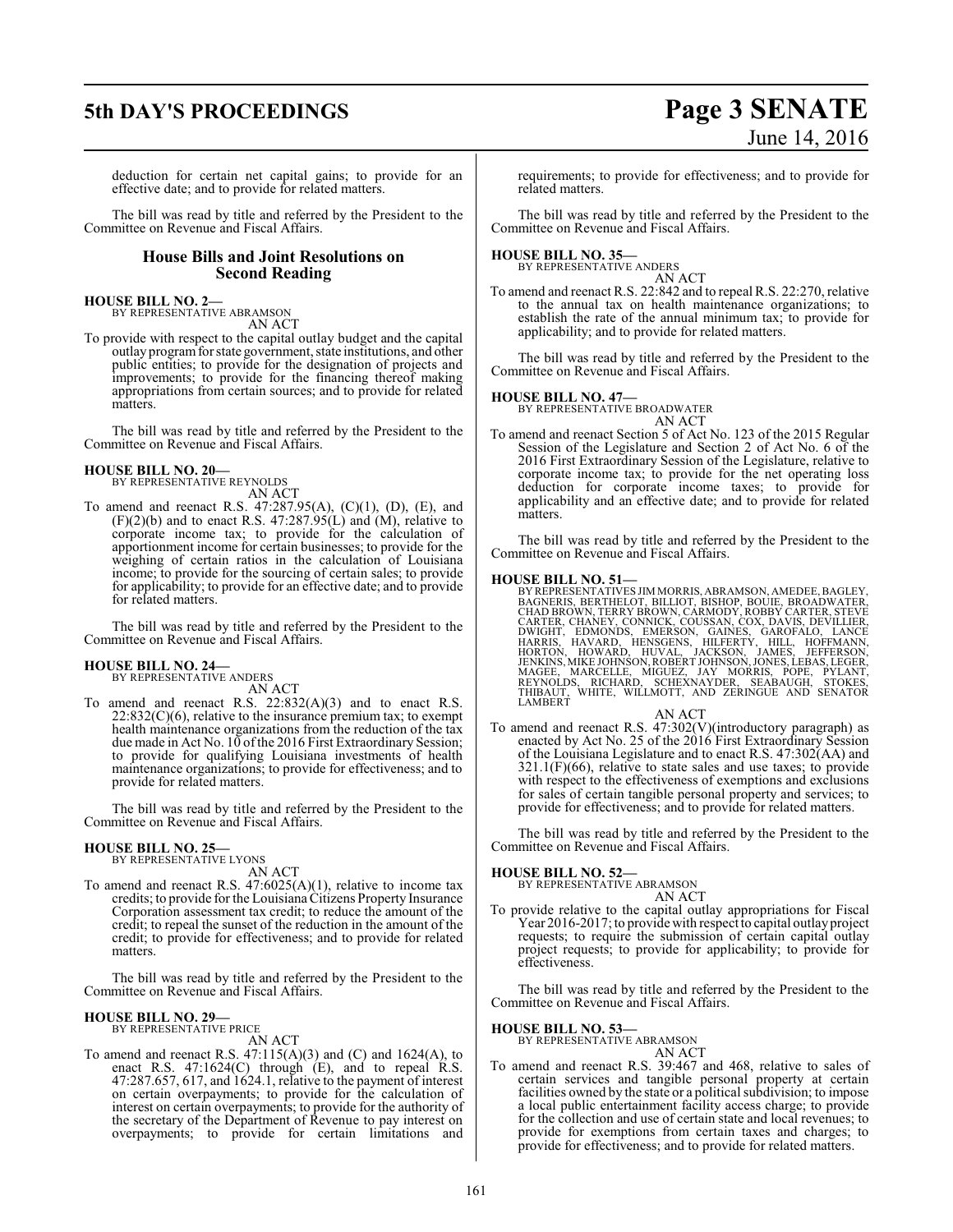deduction for certain net capital gains; to provide for an effective date; and to provide for related matters.

The bill was read by title and referred by the President to the Committee on Revenue and Fiscal Affairs.

## House Bills and Joint Resolutions on Second Reading

**HOUSE BILL NO. 2—**
BY REPRESENTATIVE ABRAMSON
AN ACT

To provide with respect to the capital outlay budget and the capital outlay program for state government, state institutions, and other public entities; to provide for the designation of projects and improvements; to provide for the financing thereof making appropriations from certain sources; and to provide for related matters.

The bill was read by title and referred by the President to the Committee on Revenue and Fiscal Affairs.

**HOUSE BILL NO. 20—**
BY REPRESENTATIVE REYNOLDS
AN ACT

To amend and reenact R.S. 47:287.95(A), (C)(1), (D), (E), and (F)(2)(b) and to enact R.S. 47:287.95(L) and (M), relative to corporate income tax; to provide for the calculation of apportionment income for certain businesses; to provide for the weighing of certain ratios in the calculation of Louisiana income; to provide for the sourcing of certain sales; to provide for applicability; to provide for an effective date; and to provide for related matters.

The bill was read by title and referred by the President to the Committee on Revenue and Fiscal Affairs.

**HOUSE BILL NO. 24—**
BY REPRESENTATIVE ANDERS
AN ACT

To amend and reenact R.S. 22:832(A)(3) and to enact R.S. 22:832(C)(6), relative to the insurance premium tax; to exempt health maintenance organizations from the reduction of the tax due made in Act No. 10 of the 2016 First Extraordinary Session; to provide for qualifying Louisiana investments of health maintenance organizations; to provide for effectiveness; and to provide for related matters.

The bill was read by title and referred by the President to the Committee on Revenue and Fiscal Affairs.

**HOUSE BILL NO. 25—**
BY REPRESENTATIVE LYONS
AN ACT

To amend and reenact R.S. 47:6025(A)(1), relative to income tax credits; to provide for the Louisiana Citizens Property Insurance Corporation assessment tax credit; to reduce the amount of the credit; to repeal the sunset of the reduction in the amount of the credit; to provide for effectiveness; and to provide for related matters.

The bill was read by title and referred by the President to the Committee on Revenue and Fiscal Affairs.

**HOUSE BILL NO. 29—**
BY REPRESENTATIVE PRICE
AN ACT

To amend and reenact R.S. 47:115(A)(3) and (C) and 1624(A), to enact R.S. 47:1624(C) through (E), and to repeal R.S. 47:287.657, 617, and 1624.1, relative to the payment of interest on certain overpayments; to provide for the calculation of interest on certain overpayments; to provide for the authority of the secretary of the Department of Revenue to pay interest on overpayments; to provide for certain limitations and requirements; to provide for effectiveness; and to provide for related matters.

The bill was read by title and referred by the President to the Committee on Revenue and Fiscal Affairs.

**HOUSE BILL NO. 35—**
BY REPRESENTATIVE ANDERS
AN ACT

To amend and reenact R.S. 22:842 and to repeal R.S. 22:270, relative to the annual tax on health maintenance organizations; to establish the rate of the annual minimum tax; to provide for applicability; and to provide for related matters.

The bill was read by title and referred by the President to the Committee on Revenue and Fiscal Affairs.

**HOUSE BILL NO. 47—**
BY REPRESENTATIVE BROADWATER
AN ACT

To amend and reenact Section 5 of Act No. 123 of the 2015 Regular Session of the Legislature and Section 2 of Act No. 6 of the 2016 First Extraordinary Session of the Legislature, relative to corporate income tax; to provide for the net operating loss deduction for corporate income taxes; to provide for applicability and an effective date; and to provide for related matters.

The bill was read by title and referred by the President to the Committee on Revenue and Fiscal Affairs.

**HOUSE BILL NO. 51—**
BY REPRESENTATIVES JIM MORRIS, ABRAMSON, AMEDEE, BAGLEY, BAGNERIS, BERTHELOT, BILLIOT, BISHOP, BOUIE, BROADWATER, CHAD BROWN, TERRY BROWN, CARMODY, ROBBY CARTER, STEVE CARTER, CHANEY, CONNICK, COUSSAN, COX, DAVIS, DEVILLIER, DWIGHT, EDMONDS, EMERSON, GAINES, GAROFALO, LANCE HARRIS, HAVARD, HENSGENS, HILFERTY, HILL, HOFFMANN, HORTON, HOWARD, HUVAL, JACKSON, JAMES, JEFFERSON, JENKINS, MIKE JOHNSON, ROBERT JOHNSON, JONES, LEBAS, LEGER, MAGEE, MARCELLE, MIGUEZ, JAY MORRIS, POPE, PYLANT, REYNOLDS, RICHARD, SCHEXNAYDER, SEABAUGH, STOKES, THIBAUT, WHITE, WILLMOTT, AND ZERINGUE AND SENATOR LAMBERT
AN ACT

To amend and reenact R.S. 47:302(V)(introductory paragraph) as enacted by Act No. 25 of the 2016 First Extraordinary Session of the Louisiana Legislature and to enact R.S. 47:302(AA) and 321.1(F)(66), relative to state sales and use taxes; to provide with respect to the effectiveness of exemptions and exclusions for sales of certain tangible personal property and services; to provide for effectiveness; and to provide for related matters.

The bill was read by title and referred by the President to the Committee on Revenue and Fiscal Affairs.

**HOUSE BILL NO. 52—**
BY REPRESENTATIVE ABRAMSON
AN ACT

To provide relative to the capital outlay appropriations for Fiscal Year 2016-2017; to provide with respect to capital outlay project requests; to require the submission of certain capital outlay project requests; to provide for applicability; to provide for effectiveness.

The bill was read by title and referred by the President to the Committee on Revenue and Fiscal Affairs.

**HOUSE BILL NO. 53—**
BY REPRESENTATIVE ABRAMSON
AN ACT

To amend and reenact R.S. 39:467 and 468, relative to sales of certain services and tangible personal property at certain facilities owned by the state or a political subdivision; to impose a local public entertainment facility access charge; to provide for the collection and use of certain state and local revenues; to provide for exemptions from certain taxes and charges; to provide for effectiveness; and to provide for related matters.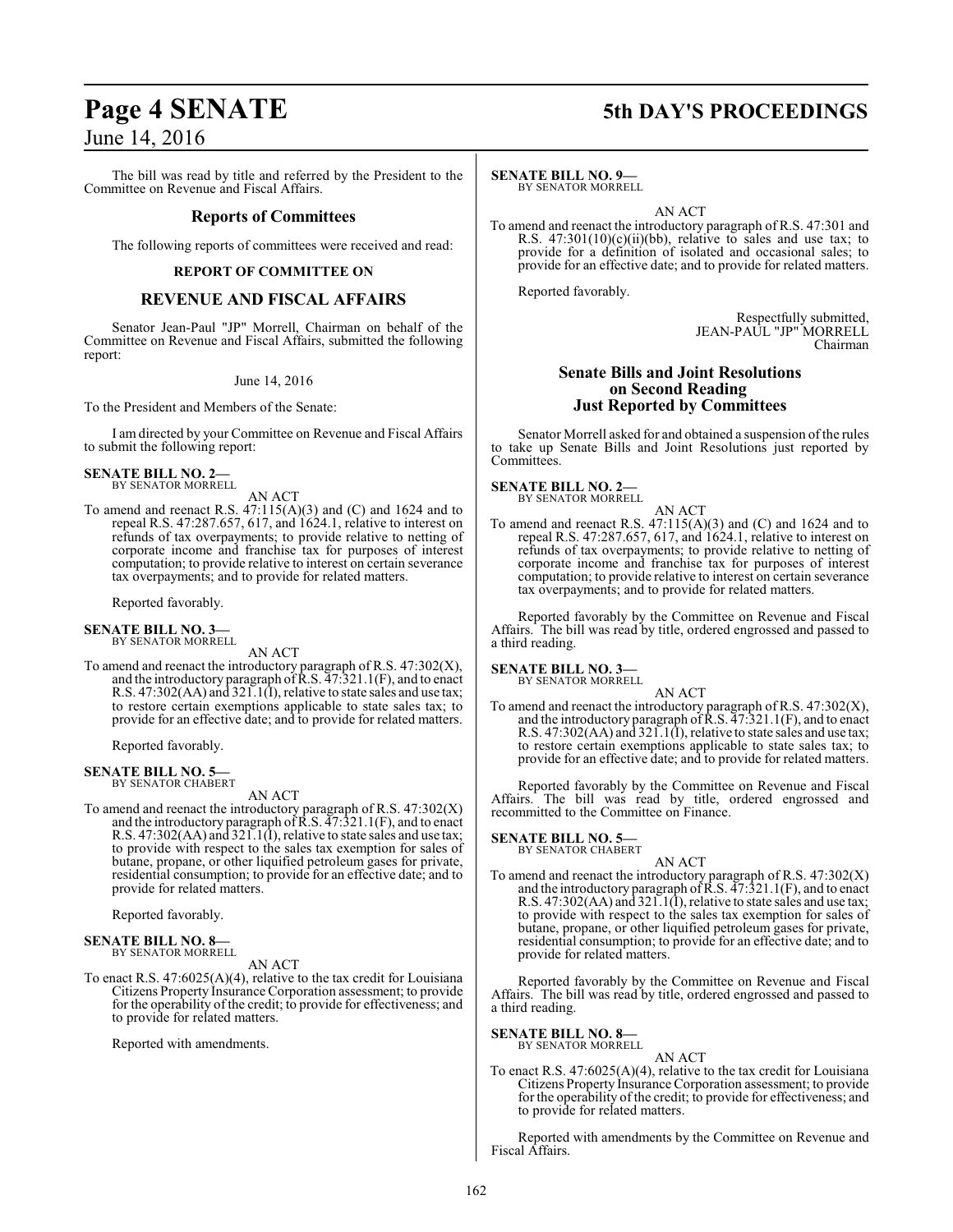The bill was read by title and referred by the President to the Committee on Revenue and Fiscal Affairs.

## Reports of Committees

The following reports of committees were received and read:

**REPORT OF COMMITTEE ON**

## REVENUE AND FISCAL AFFAIRS

Senator Jean-Paul "JP" Morrell, Chairman on behalf of the Committee on Revenue and Fiscal Affairs, submitted the following report:

June 14, 2016

To the President and Members of the Senate:

I am directed by your Committee on Revenue and Fiscal Affairs to submit the following report:

**SENATE BILL NO. 2—**
BY SENATOR MORRELL

AN ACT

To amend and reenact R.S. 47:115(A)(3) and (C) and 1624 and to repeal R.S. 47:287.657, 617, and 1624.1, relative to interest on refunds of tax overpayments; to provide relative to netting of corporate income and franchise tax for purposes of interest computation; to provide relative to interest on certain severance tax overpayments; and to provide for related matters.

Reported favorably.

**SENATE BILL NO. 3—**
BY SENATOR MORRELL

AN ACT

To amend and reenact the introductory paragraph of R.S. 47:302(X), and the introductory paragraph of R.S. 47:321.1(F), and to enact R.S. 47:302(AA) and 321.1(I), relative to state sales and use tax; to restore certain exemptions applicable to state sales tax; to provide for an effective date; and to provide for related matters.

Reported favorably.

**SENATE BILL NO. 5—**
BY SENATOR CHABERT

AN ACT

To amend and reenact the introductory paragraph of R.S. 47:302(X) and the introductory paragraph of R.S. 47:321.1(F), and to enact R.S. 47:302(AA) and 321.1(I), relative to state sales and use tax; to provide with respect to the sales tax exemption for sales of butane, propane, or other liquified petroleum gases for private, residential consumption; to provide for an effective date; and to provide for related matters.

Reported favorably.

**SENATE BILL NO. 8—**
BY SENATOR MORRELL

AN ACT

To enact R.S. 47:6025(A)(4), relative to the tax credit for Louisiana Citizens Property Insurance Corporation assessment; to provide for the operability of the credit; to provide for effectiveness; and to provide for related matters.

Reported with amendments.

**SENATE BILL NO. 9—**
BY SENATOR MORRELL

AN ACT

To amend and reenact the introductory paragraph of R.S. 47:301 and R.S. 47:301(10)(c)(ii)(bb), relative to sales and use tax; to provide for a definition of isolated and occasional sales; to provide for an effective date; and to provide for related matters.

Reported favorably.

Respectfully submitted,
JEAN-PAUL "JP" MORRELL
Chairman

## Senate Bills and Joint Resolutions on Second Reading Just Reported by Committees

Senator Morrell asked for and obtained a suspension of the rules to take up Senate Bills and Joint Resolutions just reported by Committees.

**SENATE BILL NO. 2—**
BY SENATOR MORRELL

AN ACT

To amend and reenact R.S. 47:115(A)(3) and (C) and 1624 and to repeal R.S. 47:287.657, 617, and 1624.1, relative to interest on refunds of tax overpayments; to provide relative to netting of corporate income and franchise tax for purposes of interest computation; to provide relative to interest on certain severance tax overpayments; and to provide for related matters.

Reported favorably by the Committee on Revenue and Fiscal Affairs. The bill was read by title, ordered engrossed and passed to a third reading.

**SENATE BILL NO. 3—**
BY SENATOR MORRELL

AN ACT

To amend and reenact the introductory paragraph of R.S. 47:302(X), and the introductory paragraph of R.S. 47:321.1(F), and to enact R.S. 47:302(AA) and 321.1(I), relative to state sales and use tax; to restore certain exemptions applicable to state sales tax; to provide for an effective date; and to provide for related matters.

Reported favorably by the Committee on Revenue and Fiscal Affairs. The bill was read by title, ordered engrossed and recommitted to the Committee on Finance.

**SENATE BILL NO. 5—**
BY SENATOR CHABERT

AN ACT

To amend and reenact the introductory paragraph of R.S. 47:302(X) and the introductory paragraph of R.S. 47:321.1(F), and to enact R.S. 47:302(AA) and 321.1(I), relative to state sales and use tax; to provide with respect to the sales tax exemption for sales of butane, propane, or other liquified petroleum gases for private, residential consumption; to provide for an effective date; and to provide for related matters.

Reported favorably by the Committee on Revenue and Fiscal Affairs. The bill was read by title, ordered engrossed and passed to a third reading.

**SENATE BILL NO. 8—**
BY SENATOR MORRELL

AN ACT

To enact R.S. 47:6025(A)(4), relative to the tax credit for Louisiana Citizens Property Insurance Corporation assessment; to provide for the operability of the credit; to provide for effectiveness; and to provide for related matters.

Reported with amendments by the Committee on Revenue and Fiscal Affairs.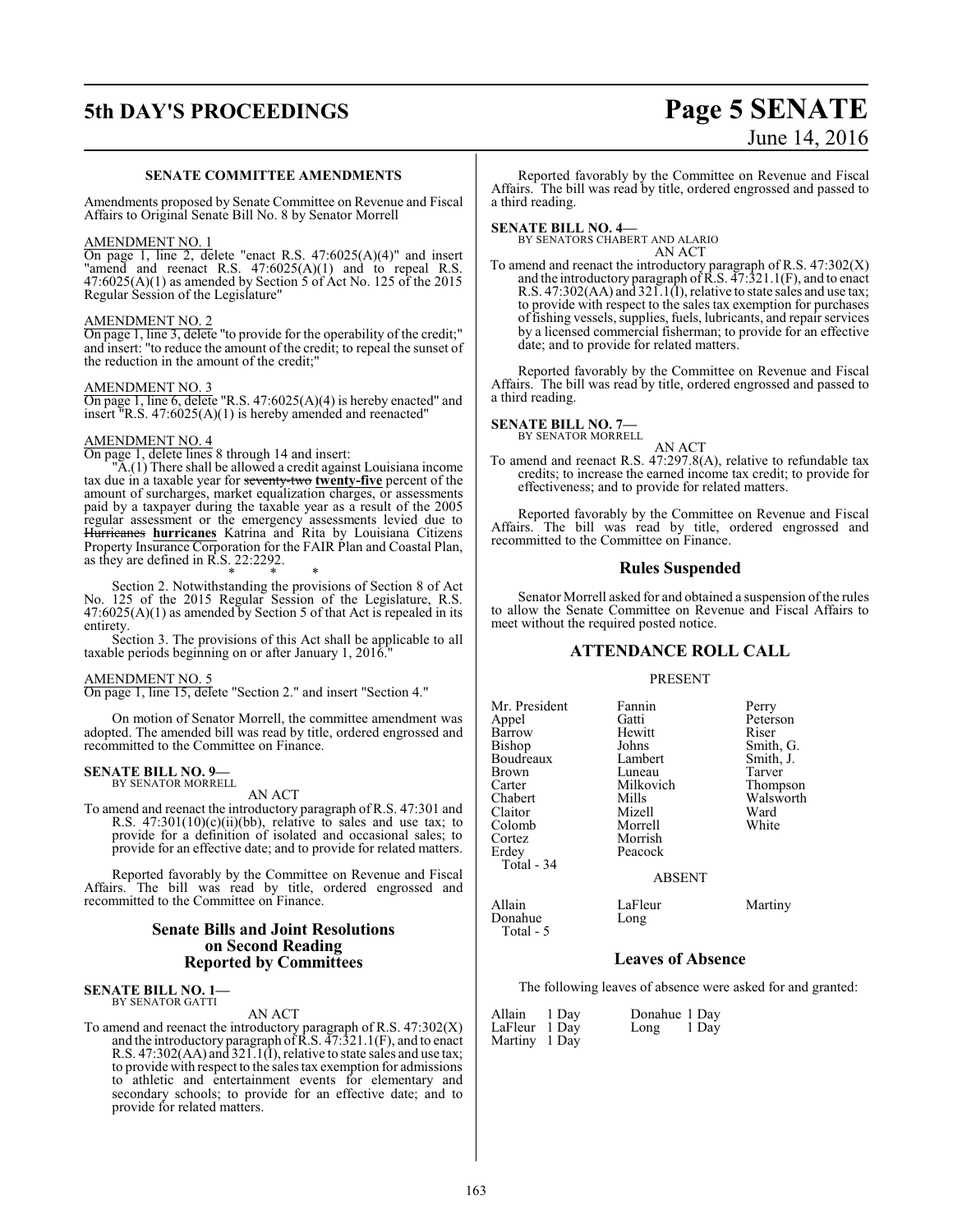### SENATE COMMITTEE AMENDMENTS

Amendments proposed by Senate Committee on Revenue and Fiscal Affairs to Original Senate Bill No. 8 by Senator Morrell

AMENDMENT NO. 1

On page 1, line 2, delete "enact R.S. 47:6025(A)(4)" and insert "amend and reenact R.S. 47:6025(A)(1) and to repeal R.S. 47:6025(A)(1) as amended by Section 5 of Act No. 125 of the 2015 Regular Session of the Legislature"

AMENDMENT NO. 2

On page 1, line 3, delete "to provide for the operability of the credit;" and insert: "to reduce the amount of the credit; to repeal the sunset of the reduction in the amount of the credit;"

AMENDMENT NO. 3

On page 1, line 6, delete "R.S. 47:6025(A)(4) is hereby enacted" and insert "R.S. 47:6025(A)(1) is hereby amended and reenacted"

AMENDMENT NO. 4

On page 1, delete lines 8 through 14 and insert:

"A.(1) There shall be allowed a credit against Louisiana income tax due in a taxable year for ~~seventy-two~~ **twenty-five** percent of the amount of surcharges, market equalization charges, or assessments paid by a taxpayer during the taxable year as a result of the 2005 regular assessment or the emergency assessments levied due to ~~Hurricanes~~ **hurricanes** Katrina and Rita by Louisiana Citizens Property Insurance Corporation for the FAIR Plan and Coastal Plan, as they are defined in R.S. 22:2292.

\* \* \*

Section 2. Notwithstanding the provisions of Section 8 of Act No. 125 of the 2015 Regular Session of the Legislature, R.S. 47:6025(A)(1) as amended by Section 5 of that Act is repealed in its entirety.

Section 3. The provisions of this Act shall be applicable to all taxable periods beginning on or after January 1, 2016."

AMENDMENT NO. 5

On page 1, line 15, delete "Section 2." and insert "Section 4."

On motion of Senator Morrell, the committee amendment was adopted. The amended bill was read by title, ordered engrossed and recommitted to the Committee on Finance.

**SENATE BILL NO. 9—**
BY SENATOR MORRELL

AN ACT

To amend and reenact the introductory paragraph of R.S. 47:301 and R.S. 47:301(10)(c)(ii)(bb), relative to sales and use tax; to provide for a definition of isolated and occasional sales; to provide for an effective date; and to provide for related matters.

Reported favorably by the Committee on Revenue and Fiscal Affairs. The bill was read by title, ordered engrossed and recommitted to the Committee on Finance.

## Senate Bills and Joint Resolutions on Second Reading Reported by Committees

**SENATE BILL NO. 1—**
BY SENATOR GATTI

AN ACT

To amend and reenact the introductory paragraph of R.S. 47:302(X) and the introductory paragraph of R.S. 47:321.1(F), and to enact R.S. 47:302(AA) and 321.1(I), relative to state sales and use tax; to provide with respect to the sales tax exemption for admissions to athletic and entertainment events for elementary and secondary schools; to provide for an effective date; and to provide for related matters.

Reported favorably by the Committee on Revenue and Fiscal Affairs. The bill was read by title, ordered engrossed and passed to a third reading.

**SENATE BILL NO. 4—**
BY SENATORS CHABERT AND ALARIO

AN ACT

To amend and reenact the introductory paragraph of R.S. 47:302(X) and the introductory paragraph of R.S. 47:321.1(F), and to enact R.S. 47:302(AA) and 321.1(I), relative to state sales and use tax; to provide with respect to the sales tax exemption for purchases of fishing vessels, supplies, fuels, lubricants, and repair services by a licensed commercial fisherman; to provide for an effective date; and to provide for related matters.

Reported favorably by the Committee on Revenue and Fiscal Affairs. The bill was read by title, ordered engrossed and passed to a third reading.

**SENATE BILL NO. 7—**
BY SENATOR MORRELL

AN ACT

To amend and reenact R.S. 47:297.8(A), relative to refundable tax credits; to increase the earned income tax credit; to provide for effectiveness; and to provide for related matters.

Reported favorably by the Committee on Revenue and Fiscal Affairs. The bill was read by title, ordered engrossed and recommitted to the Committee on Finance.

## Rules Suspended

Senator Morrell asked for and obtained a suspension of the rules to allow the Senate Committee on Revenue and Fiscal Affairs to meet without the required posted notice.

## ATTENDANCE ROLL CALL

PRESENT

| | | |
|---|---|---|
| Mr. President | Fannin | Perry |
| Appel | Gatti | Peterson |
| Barrow | Hewitt | Riser |
| Bishop | Johns | Smith, G. |
| Boudreaux | Lambert | Smith, J. |
| Brown | Luneau | Tarver |
| Carter | Milkovich | Thompson |
| Chabert | Mills | Walsworth |
| Claitor | Mizell | Ward |
| Colomb | Morrell | White |
| Cortez | Morrish | |
| Erdey | Peacock | |

Total - 34

ABSENT

| | | |
|---|---|---|
| Allain | LaFleur | Martiny |
| Donahue | Long | |

Total - 5

## Leaves of Absence

The following leaves of absence were asked for and granted:

| | | | |
|---|---|---|---|
| Allain | 1 Day | Donahue | 1 Day |
| LaFleur | 1 Day | Long | 1 Day |
| Martiny | 1 Day | | |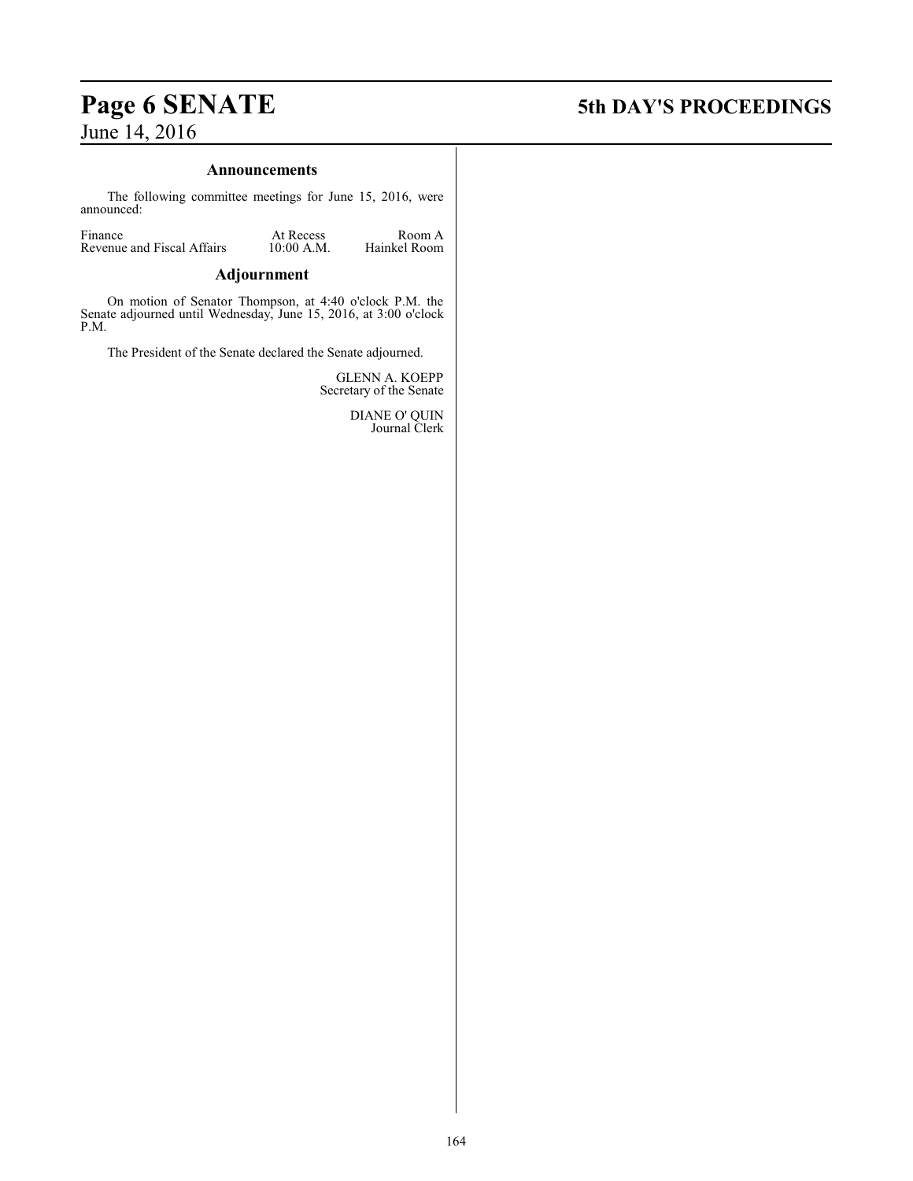### Announcements

The following committee meetings for June 15, 2016, were announced:

| | | |
|---|---|---|
| Finance | At Recess | Room A |
| Revenue and Fiscal Affairs | 10:00 A.M. | Hainkel Room |

### Adjournment

On motion of Senator Thompson, at 4:40 o'clock P.M. the Senate adjourned until Wednesday, June 15, 2016, at 3:00 o'clock P.M.

The President of the Senate declared the Senate adjourned.

GLENN A. KOEPP
Secretary of the Senate

DIANE O' QUIN
Journal Clerk